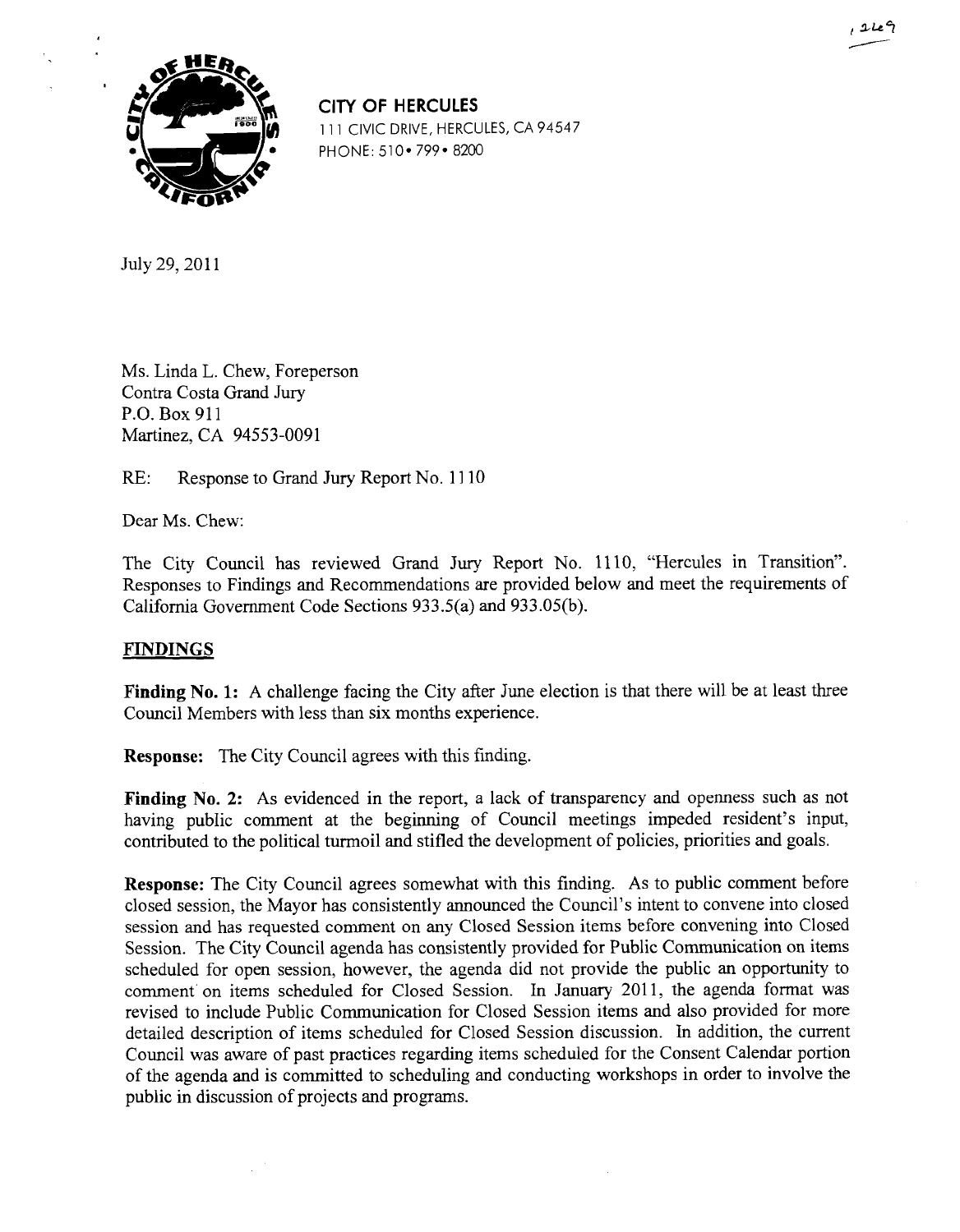**CITY OF HERCULES**
111 CIVIC DRIVE, HERCULES, CA 94547
PHONE: 510 • 799 • 8200

July 29, 2011

Ms. Linda L. Chew, Foreperson
Contra Costa Grand Jury
P.O. Box 911
Martinez, CA 94553-0091

RE: Response to Grand Jury Report No. 1110

Dear Ms. Chew:

The City Council has reviewed Grand Jury Report No. 1110, "Hercules in Transition". Responses to Findings and Recommendations are provided below and meet the requirements of California Government Code Sections 933.5(a) and 933.05(b).

## FINDINGS

**Finding No. 1:** A challenge facing the City after June election is that there will be at least three Council Members with less than six months experience.

**Response:** The City Council agrees with this finding.

**Finding No. 2:** As evidenced in the report, a lack of transparency and openness such as not having public comment at the beginning of Council meetings impeded resident's input, contributed to the political turmoil and stifled the development of policies, priorities and goals.

**Response:** The City Council agrees somewhat with this finding. As to public comment before closed session, the Mayor has consistently announced the Council's intent to convene into closed session and has requested comment on any Closed Session items before convening into Closed Session. The City Council agenda has consistently provided for Public Communication on items scheduled for open session, however, the agenda did not provide the public an opportunity to comment on items scheduled for Closed Session. In January 2011, the agenda format was revised to include Public Communication for Closed Session items and also provided for more detailed description of items scheduled for Closed Session discussion. In addition, the current Council was aware of past practices regarding items scheduled for the Consent Calendar portion of the agenda and is committed to scheduling and conducting workshops in order to involve the public in discussion of projects and programs.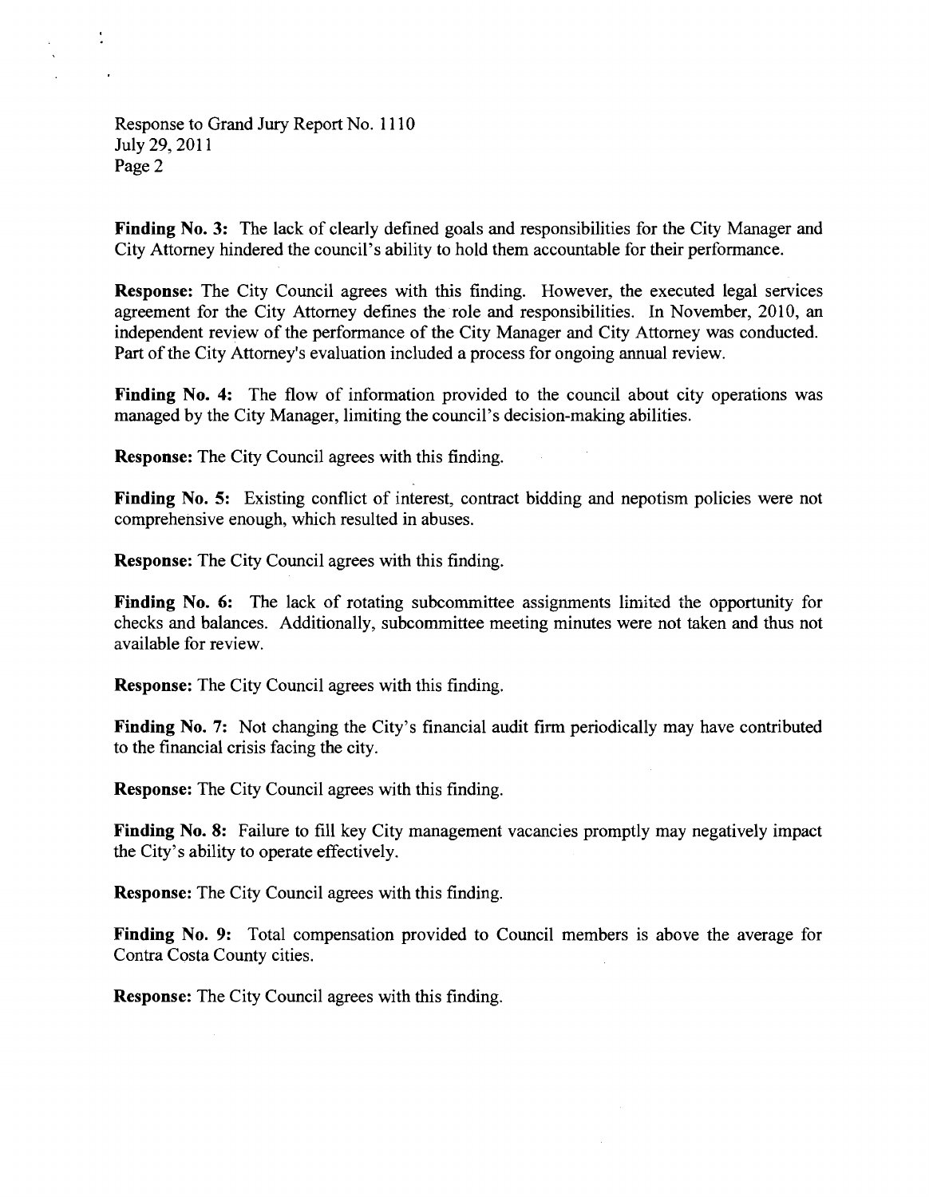**Finding No. 3:** The lack of clearly defined goals and responsibilities for the City Manager and City Attorney hindered the council's ability to hold them accountable for their performance.

**Response:** The City Council agrees with this finding. However, the executed legal services agreement for the City Attorney defines the role and responsibilities. In November, 2010, an independent review of the performance of the City Manager and City Attorney was conducted. Part of the City Attorney's evaluation included a process for ongoing annual review.

**Finding No. 4:** The flow of information provided to the council about city operations was managed by the City Manager, limiting the council's decision-making abilities.

**Response:** The City Council agrees with this finding.

**Finding No. 5:** Existing conflict of interest, contract bidding and nepotism policies were not comprehensive enough, which resulted in abuses.

**Response:** The City Council agrees with this finding.

**Finding No. 6:** The lack of rotating subcommittee assignments limited the opportunity for checks and balances. Additionally, subcommittee meeting minutes were not taken and thus not available for review.

**Response:** The City Council agrees with this finding.

**Finding No. 7:** Not changing the City's financial audit firm periodically may have contributed to the financial crisis facing the city.

**Response:** The City Council agrees with this finding.

**Finding No. 8:** Failure to fill key City management vacancies promptly may negatively impact the City's ability to operate effectively.

**Response:** The City Council agrees with this finding.

**Finding No. 9:** Total compensation provided to Council members is above the average for Contra Costa County cities.

**Response:** The City Council agrees with this finding.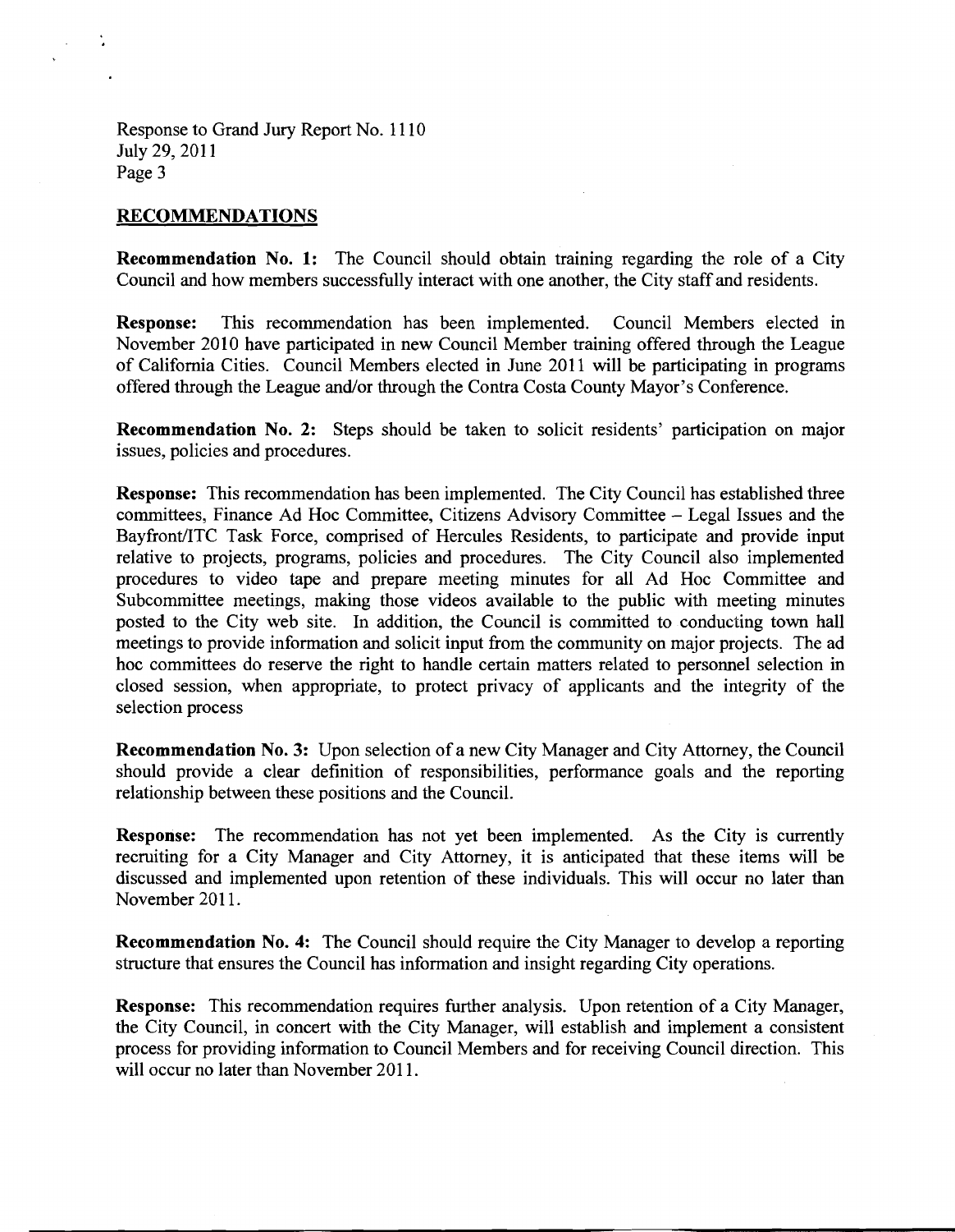## RECOMMENDATIONS

**Recommendation No. 1:** The Council should obtain training regarding the role of a City Council and how members successfully interact with one another, the City staff and residents.

**Response:** This recommendation has been implemented. Council Members elected in November 2010 have participated in new Council Member training offered through the League of California Cities. Council Members elected in June 2011 will be participating in programs offered through the League and/or through the Contra Costa County Mayor's Conference.

**Recommendation No. 2:** Steps should be taken to solicit residents' participation on major issues, policies and procedures.

**Response:** This recommendation has been implemented. The City Council has established three committees, Finance Ad Hoc Committee, Citizens Advisory Committee – Legal Issues and the Bayfront/ITC Task Force, comprised of Hercules Residents, to participate and provide input relative to projects, programs, policies and procedures. The City Council also implemented procedures to video tape and prepare meeting minutes for all Ad Hoc Committee and Subcommittee meetings, making those videos available to the public with meeting minutes posted to the City web site. In addition, the Council is committed to conducting town hall meetings to provide information and solicit input from the community on major projects. The ad hoc committees do reserve the right to handle certain matters related to personnel selection in closed session, when appropriate, to protect privacy of applicants and the integrity of the selection process

**Recommendation No. 3:** Upon selection of a new City Manager and City Attorney, the Council should provide a clear definition of responsibilities, performance goals and the reporting relationship between these positions and the Council.

**Response:** The recommendation has not yet been implemented. As the City is currently recruiting for a City Manager and City Attorney, it is anticipated that these items will be discussed and implemented upon retention of these individuals. This will occur no later than November 2011.

**Recommendation No. 4:** The Council should require the City Manager to develop a reporting structure that ensures the Council has information and insight regarding City operations.

**Response:** This recommendation requires further analysis. Upon retention of a City Manager, the City Council, in concert with the City Manager, will establish and implement a consistent process for providing information to Council Members and for receiving Council direction. This will occur no later than November 2011.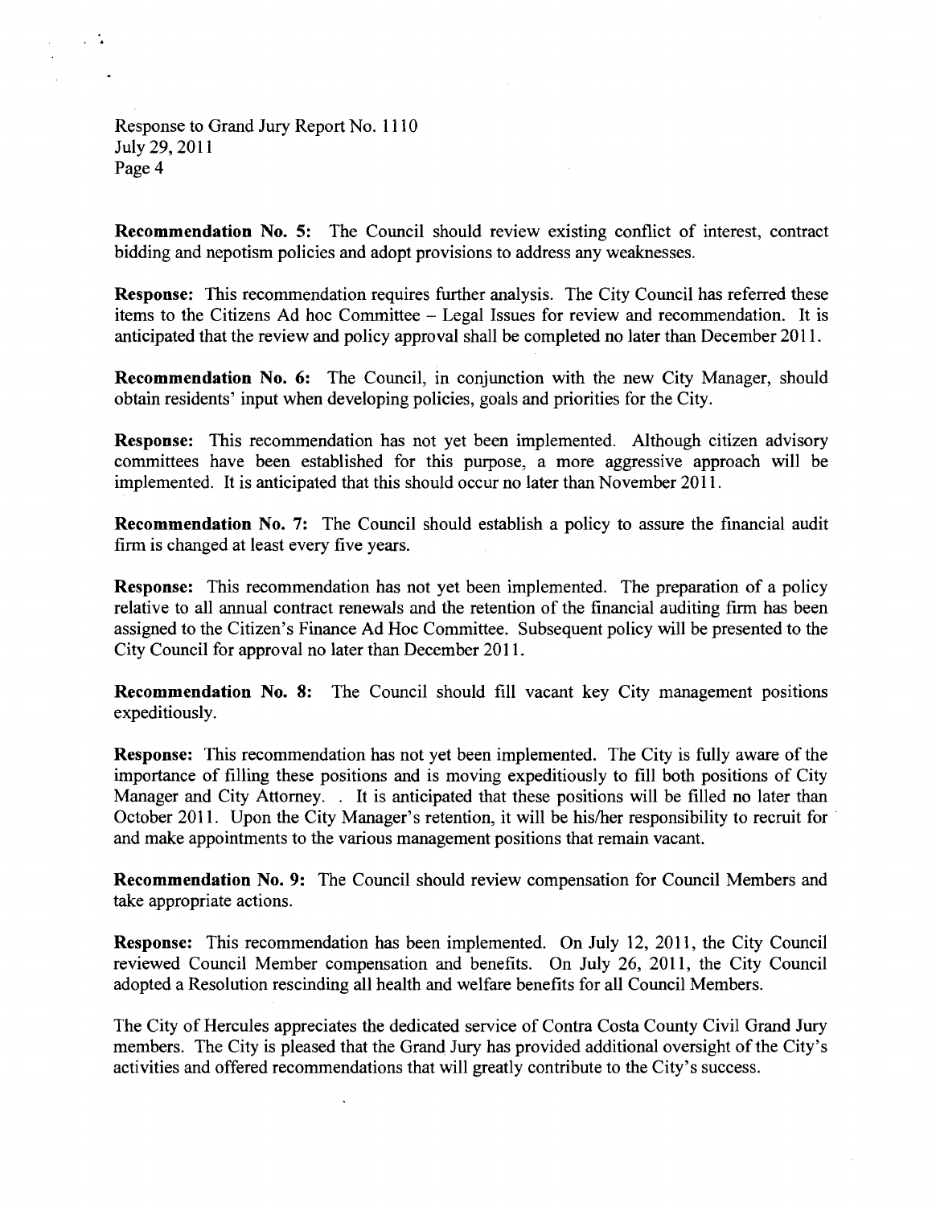**Recommendation No. 5:** The Council should review existing conflict of interest, contract bidding and nepotism policies and adopt provisions to address any weaknesses.

**Response:** This recommendation requires further analysis. The City Council has referred these items to the Citizens Ad hoc Committee – Legal Issues for review and recommendation. It is anticipated that the review and policy approval shall be completed no later than December 2011.

**Recommendation No. 6:** The Council, in conjunction with the new City Manager, should obtain residents' input when developing policies, goals and priorities for the City.

**Response:** This recommendation has not yet been implemented. Although citizen advisory committees have been established for this purpose, a more aggressive approach will be implemented. It is anticipated that this should occur no later than November 2011.

**Recommendation No. 7:** The Council should establish a policy to assure the financial audit firm is changed at least every five years.

**Response:** This recommendation has not yet been implemented. The preparation of a policy relative to all annual contract renewals and the retention of the financial auditing firm has been assigned to the Citizen's Finance Ad Hoc Committee. Subsequent policy will be presented to the City Council for approval no later than December 2011.

**Recommendation No. 8:** The Council should fill vacant key City management positions expeditiously.

**Response:** This recommendation has not yet been implemented. The City is fully aware of the importance of filling these positions and is moving expeditiously to fill both positions of City Manager and City Attorney. . It is anticipated that these positions will be filled no later than October 2011. Upon the City Manager's retention, it will be his/her responsibility to recruit for and make appointments to the various management positions that remain vacant.

**Recommendation No. 9:** The Council should review compensation for Council Members and take appropriate actions.

**Response:** This recommendation has been implemented. On July 12, 2011, the City Council reviewed Council Member compensation and benefits. On July 26, 2011, the City Council adopted a Resolution rescinding all health and welfare benefits for all Council Members.

The City of Hercules appreciates the dedicated service of Contra Costa County Civil Grand Jury members. The City is pleased that the Grand Jury has provided additional oversight of the City's activities and offered recommendations that will greatly contribute to the City's success.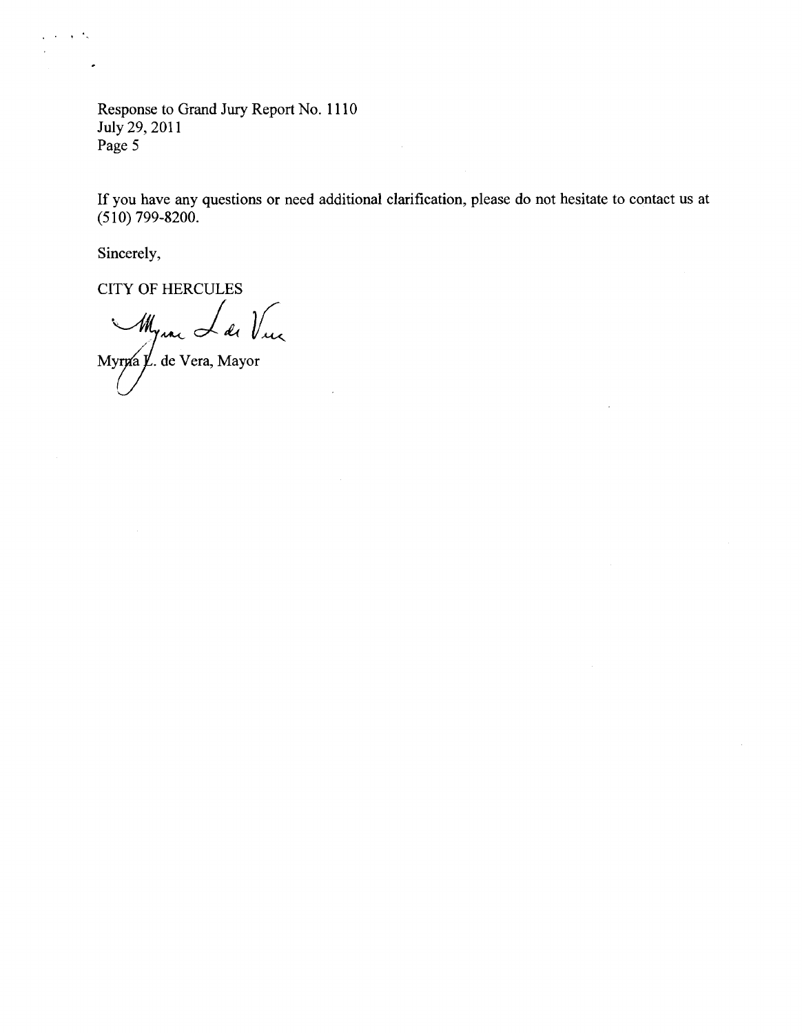If you have any questions or need additional clarification, please do not hesitate to contact us at (510) 799-8200.

Sincerely,

CITY OF HERCULES

Myrna L. de Vera, Mayor